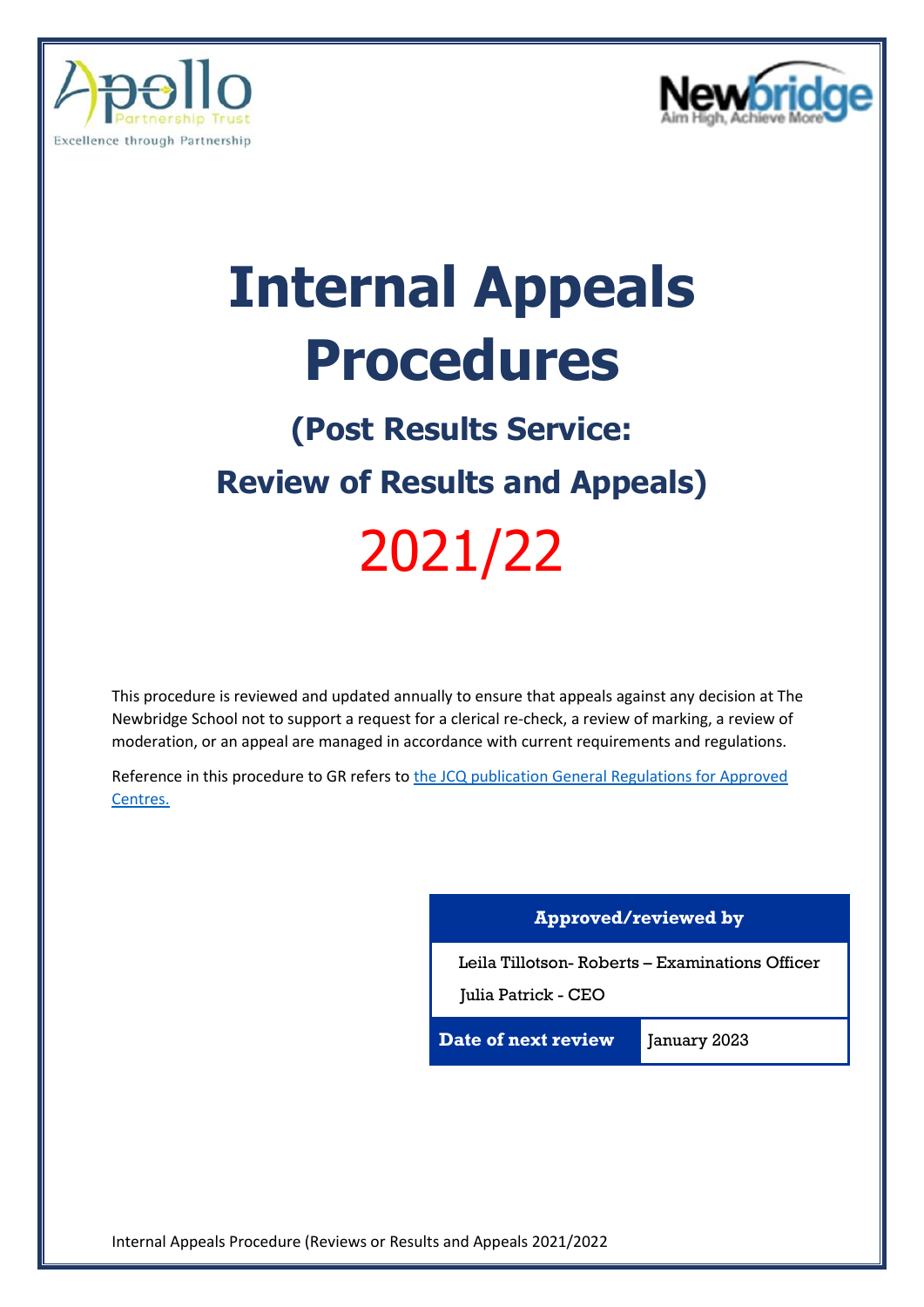# Internal Appeals Procedures

## (Post Results Service:

## Review of Results and Appeals)

# 2021/22

This procedure is reviewed and updated annually to ensure that appeals against any decision at The Newbridge School not to support a request for a clerical re-check, a review of marking, a review of moderation, or an appeal are managed in accordance with current requirements and regulations.

Reference in this procedure to GR refers to [the JCQ publication General Regulations for Approved Centres.]

| Approved/reviewed by | |
|---|---|
| Leila Tillotson- Roberts – Examinations Officer<br>Julia Patrick - CEO | |
| **Date of next review** | January 2023 |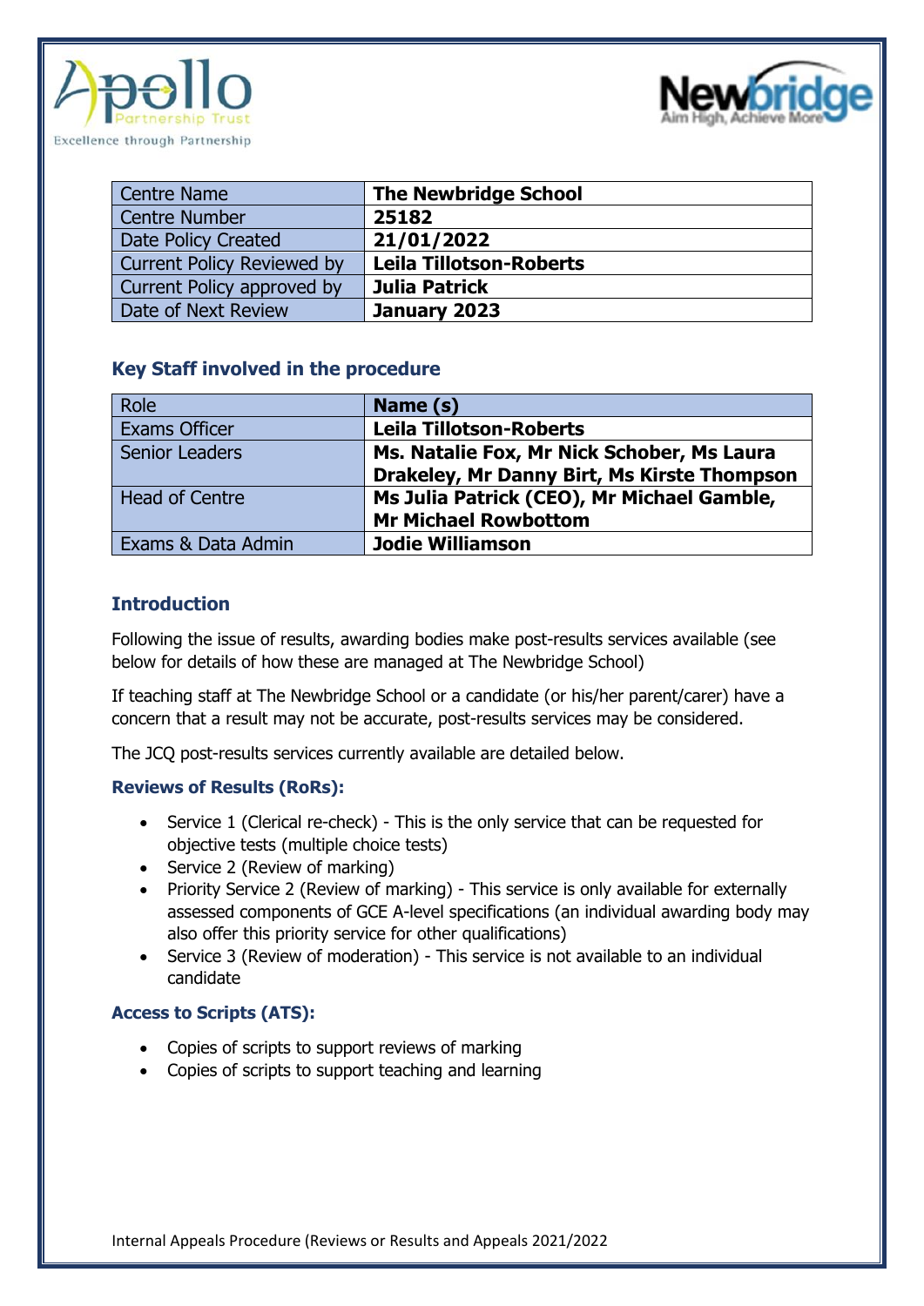| Centre Name | **The Newbridge School** |
|---|---|
| Centre Number | **25182** |
| Date Policy Created | **21/01/2022** |
| Current Policy Reviewed by | **Leila Tillotson-Roberts** |
| Current Policy approved by | **Julia Patrick** |
| Date of Next Review | **January 2023** |

### Key Staff involved in the procedure

| Role | **Name (s)** |
|---|---|
| Exams Officer | **Leila Tillotson-Roberts** |
| Senior Leaders | **Ms. Natalie Fox, Mr Nick Schober, Ms Laura Drakeley, Mr Danny Birt, Ms Kirste Thompson** |
| Head of Centre | **Ms Julia Patrick (CEO), Mr Michael Gamble, Mr Michael Rowbottom** |
| Exams & Data Admin | **Jodie Williamson** |

## Introduction

Following the issue of results, awarding bodies make post-results services available (see below for details of how these are managed at The Newbridge School)

If teaching staff at The Newbridge School or a candidate (or his/her parent/carer) have a concern that a result may not be accurate, post-results services may be considered.

The JCQ post-results services currently available are detailed below.

### Reviews of Results (RoRs):

- Service 1 (Clerical re-check) - This is the only service that can be requested for objective tests (multiple choice tests)
- Service 2 (Review of marking)
- Priority Service 2 (Review of marking) - This service is only available for externally assessed components of GCE A-level specifications (an individual awarding body may also offer this priority service for other qualifications)
- Service 3 (Review of moderation) - This service is not available to an individual candidate

### Access to Scripts (ATS):

- Copies of scripts to support reviews of marking
- Copies of scripts to support teaching and learning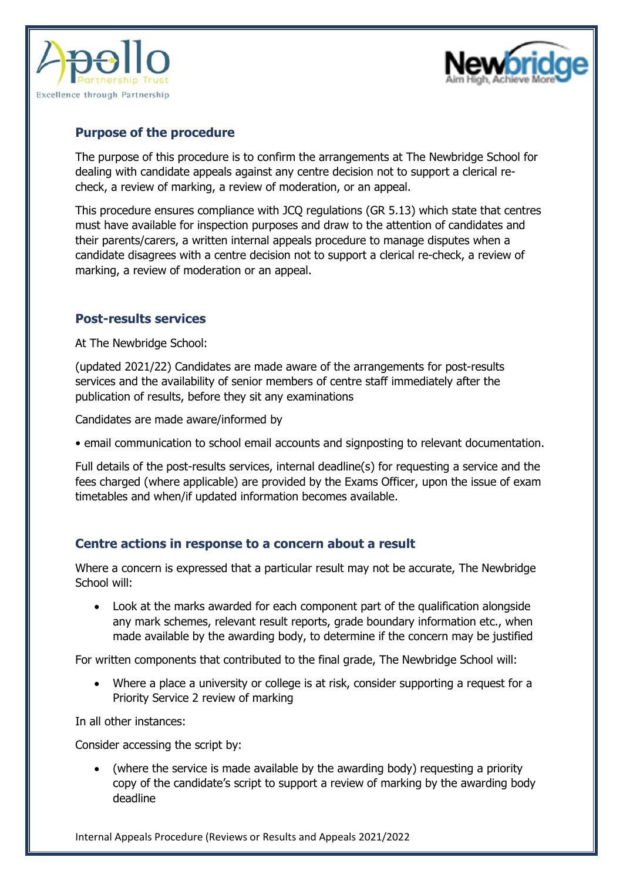## Purpose of the procedure

The purpose of this procedure is to confirm the arrangements at The Newbridge School for dealing with candidate appeals against any centre decision not to support a clerical re-check, a review of marking, a review of moderation, or an appeal.

This procedure ensures compliance with JCQ regulations (GR 5.13) which state that centres must have available for inspection purposes and draw to the attention of candidates and their parents/carers, a written internal appeals procedure to manage disputes when a candidate disagrees with a centre decision not to support a clerical re-check, a review of marking, a review of moderation or an appeal.

## Post-results services

At The Newbridge School:

(updated 2021/22) Candidates are made aware of the arrangements for post-results services and the availability of senior members of centre staff immediately after the publication of results, before they sit any examinations

Candidates are made aware/informed by

• email communication to school email accounts and signposting to relevant documentation.

Full details of the post-results services, internal deadline(s) for requesting a service and the fees charged (where applicable) are provided by the Exams Officer, upon the issue of exam timetables and when/if updated information becomes available.

## Centre actions in response to a concern about a result

Where a concern is expressed that a particular result may not be accurate, The Newbridge School will:

- Look at the marks awarded for each component part of the qualification alongside any mark schemes, relevant result reports, grade boundary information etc., when made available by the awarding body, to determine if the concern may be justified

For written components that contributed to the final grade, The Newbridge School will:

- Where a place a university or college is at risk, consider supporting a request for a Priority Service 2 review of marking

In all other instances:

Consider accessing the script by:

- (where the service is made available by the awarding body) requesting a priority copy of the candidate's script to support a review of marking by the awarding body deadline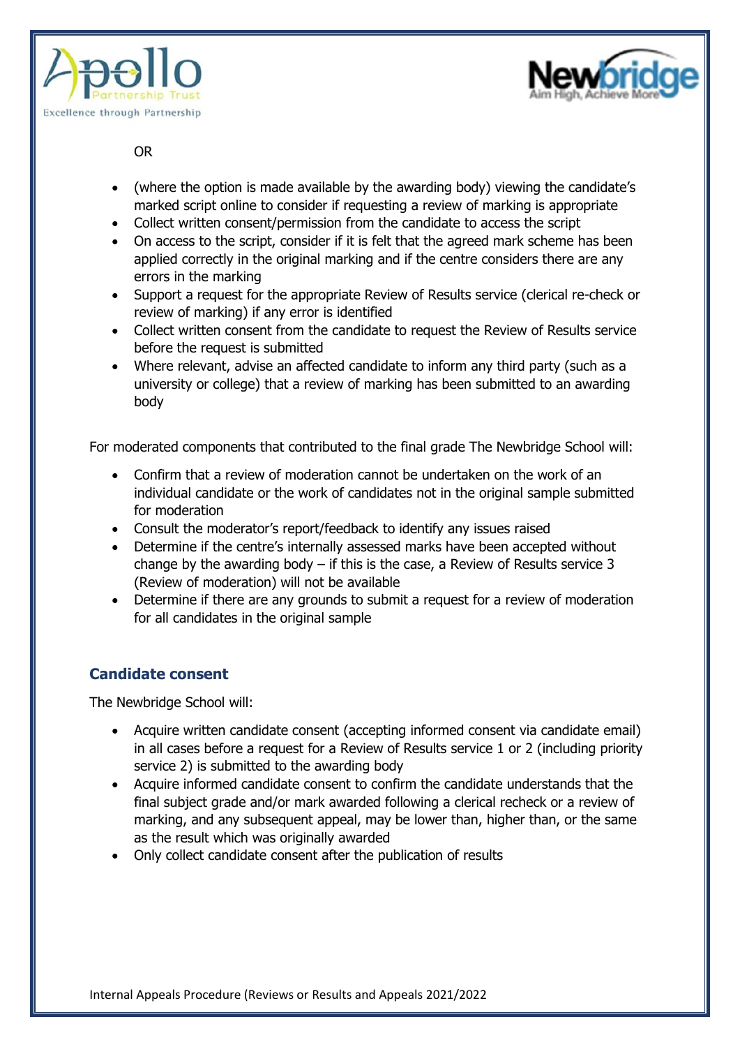OR

- (where the option is made available by the awarding body) viewing the candidate's marked script online to consider if requesting a review of marking is appropriate
- Collect written consent/permission from the candidate to access the script
- On access to the script, consider if it is felt that the agreed mark scheme has been applied correctly in the original marking and if the centre considers there are any errors in the marking
- Support a request for the appropriate Review of Results service (clerical re-check or review of marking) if any error is identified
- Collect written consent from the candidate to request the Review of Results service before the request is submitted
- Where relevant, advise an affected candidate to inform any third party (such as a university or college) that a review of marking has been submitted to an awarding body

For moderated components that contributed to the final grade The Newbridge School will:

- Confirm that a review of moderation cannot be undertaken on the work of an individual candidate or the work of candidates not in the original sample submitted for moderation
- Consult the moderator's report/feedback to identify any issues raised
- Determine if the centre's internally assessed marks have been accepted without change by the awarding body – if this is the case, a Review of Results service 3 (Review of moderation) will not be available
- Determine if there are any grounds to submit a request for a review of moderation for all candidates in the original sample

## Candidate consent

The Newbridge School will:

- Acquire written candidate consent (accepting informed consent via candidate email) in all cases before a request for a Review of Results service 1 or 2 (including priority service 2) is submitted to the awarding body
- Acquire informed candidate consent to confirm the candidate understands that the final subject grade and/or mark awarded following a clerical recheck or a review of marking, and any subsequent appeal, may be lower than, higher than, or the same as the result which was originally awarded
- Only collect candidate consent after the publication of results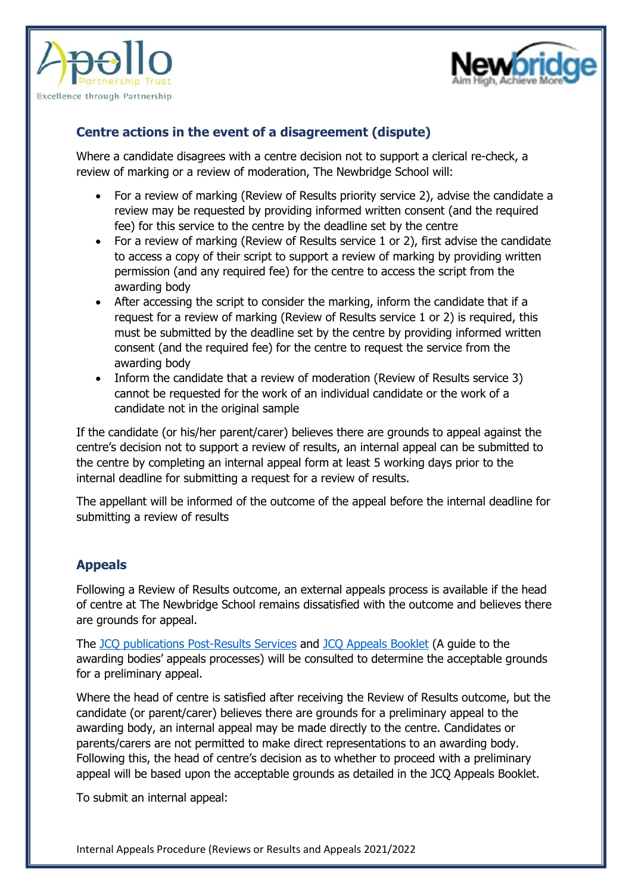## Centre actions in the event of a disagreement (dispute)

Where a candidate disagrees with a centre decision not to support a clerical re-check, a review of marking or a review of moderation, The Newbridge School will:

- For a review of marking (Review of Results priority service 2), advise the candidate a review may be requested by providing informed written consent (and the required fee) for this service to the centre by the deadline set by the centre
- For a review of marking (Review of Results service 1 or 2), first advise the candidate to access a copy of their script to support a review of marking by providing written permission (and any required fee) for the centre to access the script from the awarding body
- After accessing the script to consider the marking, inform the candidate that if a request for a review of marking (Review of Results service 1 or 2) is required, this must be submitted by the deadline set by the centre by providing informed written consent (and the required fee) for the centre to request the service from the awarding body
- Inform the candidate that a review of moderation (Review of Results service 3) cannot be requested for the work of an individual candidate or the work of a candidate not in the original sample

If the candidate (or his/her parent/carer) believes there are grounds to appeal against the centre's decision not to support a review of results, an internal appeal can be submitted to the centre by completing an internal appeal form at least 5 working days prior to the internal deadline for submitting a request for a review of results.

The appellant will be informed of the outcome of the appeal before the internal deadline for submitting a review of results

## Appeals

Following a Review of Results outcome, an external appeals process is available if the head of centre at The Newbridge School remains dissatisfied with the outcome and believes there are grounds for appeal.

The JCQ publications Post-Results Services and JCQ Appeals Booklet (A guide to the awarding bodies' appeals processes) will be consulted to determine the acceptable grounds for a preliminary appeal.

Where the head of centre is satisfied after receiving the Review of Results outcome, but the candidate (or parent/carer) believes there are grounds for a preliminary appeal to the awarding body, an internal appeal may be made directly to the centre. Candidates or parents/carers are not permitted to make direct representations to an awarding body. Following this, the head of centre's decision as to whether to proceed with a preliminary appeal will be based upon the acceptable grounds as detailed in the JCQ Appeals Booklet.

To submit an internal appeal: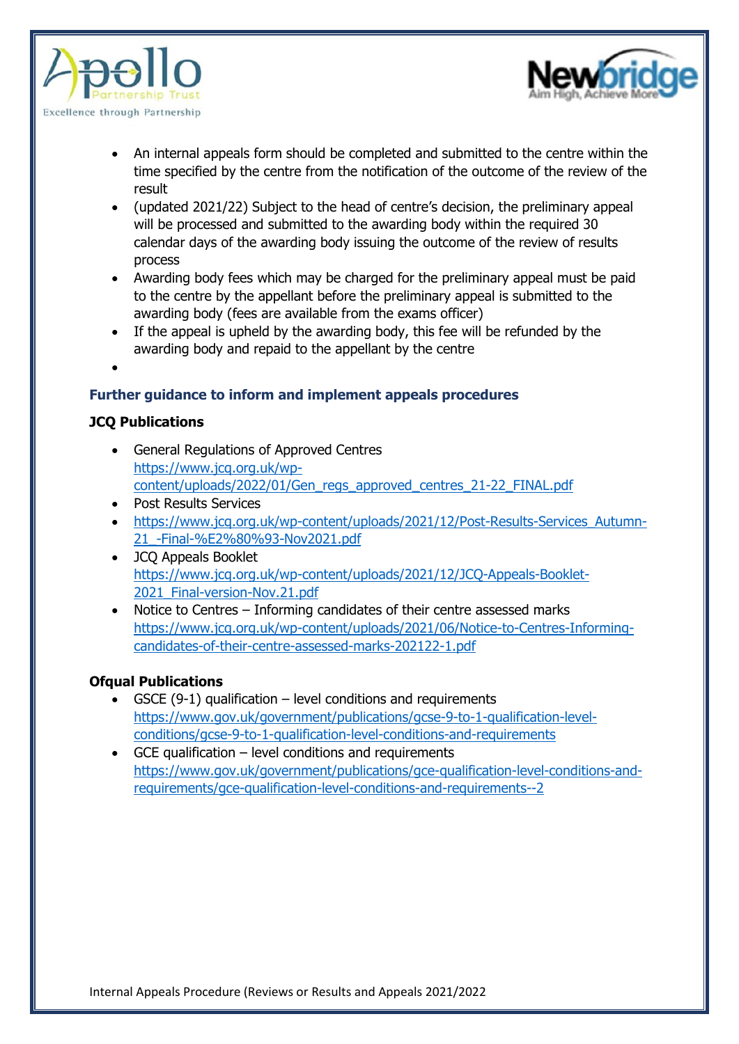- An internal appeals form should be completed and submitted to the centre within the time specified by the centre from the notification of the outcome of the review of the result
- (updated 2021/22) Subject to the head of centre's decision, the preliminary appeal will be processed and submitted to the awarding body within the required 30 calendar days of the awarding body issuing the outcome of the review of results process
- Awarding body fees which may be charged for the preliminary appeal must be paid to the centre by the appellant before the preliminary appeal is submitted to the awarding body (fees are available from the exams officer)
- If the appeal is upheld by the awarding body, this fee will be refunded by the awarding body and repaid to the appellant by the centre

### Further guidance to inform and implement appeals procedures

**JCQ Publications**

- General Regulations of Approved Centres https://www.jcq.org.uk/wp-content/uploads/2022/01/Gen_regs_approved_centres_21-22_FINAL.pdf
- Post Results Services
- https://www.jcq.org.uk/wp-content/uploads/2021/12/Post-Results-Services_Autumn-21_-Final-%E2%80%93-Nov2021.pdf
- JCQ Appeals Booklet https://www.jcq.org.uk/wp-content/uploads/2021/12/JCQ-Appeals-Booklet-2021_Final-version-Nov.21.pdf
- Notice to Centres – Informing candidates of their centre assessed marks https://www.jcq.org.uk/wp-content/uploads/2021/06/Notice-to-Centres-Informing-candidates-of-their-centre-assessed-marks-202122-1.pdf

**Ofqual Publications**

- GSCE (9-1) qualification – level conditions and requirements https://www.gov.uk/government/publications/gcse-9-to-1-qualification-level-conditions/gcse-9-to-1-qualification-level-conditions-and-requirements
- GCE qualification – level conditions and requirements https://www.gov.uk/government/publications/gce-qualification-level-conditions-and-requirements/gce-qualification-level-conditions-and-requirements--2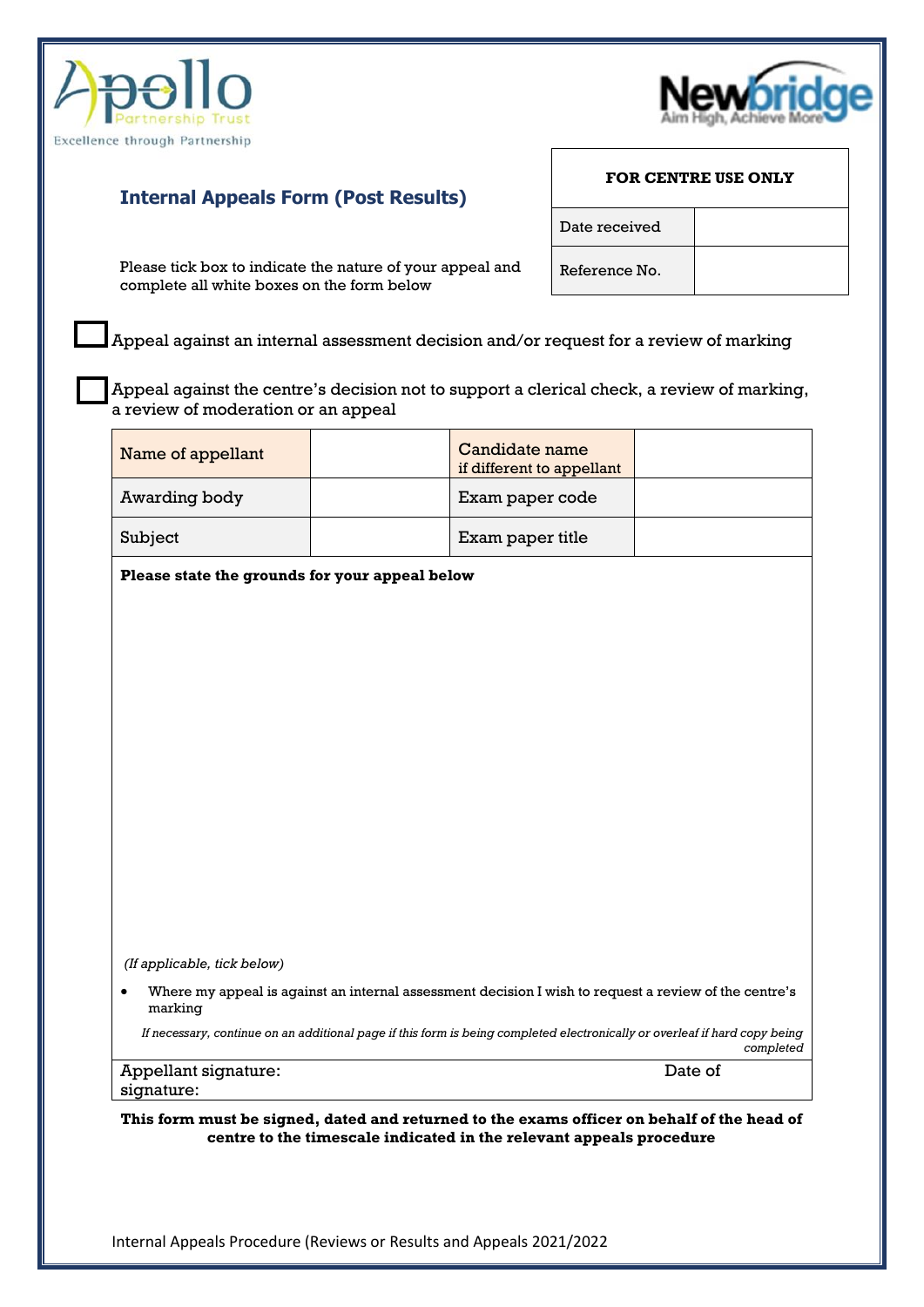## Internal Appeals Form (Post Results)

| FOR CENTRE USE ONLY | |
|---|---|
| Date received | |
| Reference No. | |

Please tick box to indicate the nature of your appeal and complete all white boxes on the form below

☐ Appeal against an internal assessment decision and/or request for a review of marking

☐ Appeal against the centre's decision not to support a clerical check, a review of marking, a review of moderation or an appeal

| Name of appellant | | Candidate name if different to appellant | |
|---|---|---|---|
| Awarding body | | Exam paper code | |
| Subject | | Exam paper title | |

**Please state the grounds for your appeal below**

*(If applicable, tick below)*

- Where my appeal is against an internal assessment decision I wish to request a review of the centre's marking

*If necessary, continue on an additional page if this form is being completed electronically or overleaf if hard copy being completed*

Appellant signature: Date of signature:

**This form must be signed, dated and returned to the exams officer on behalf of the head of centre to the timescale indicated in the relevant appeals procedure**

Internal Appeals Procedure (Reviews or Results and Appeals 2021/2022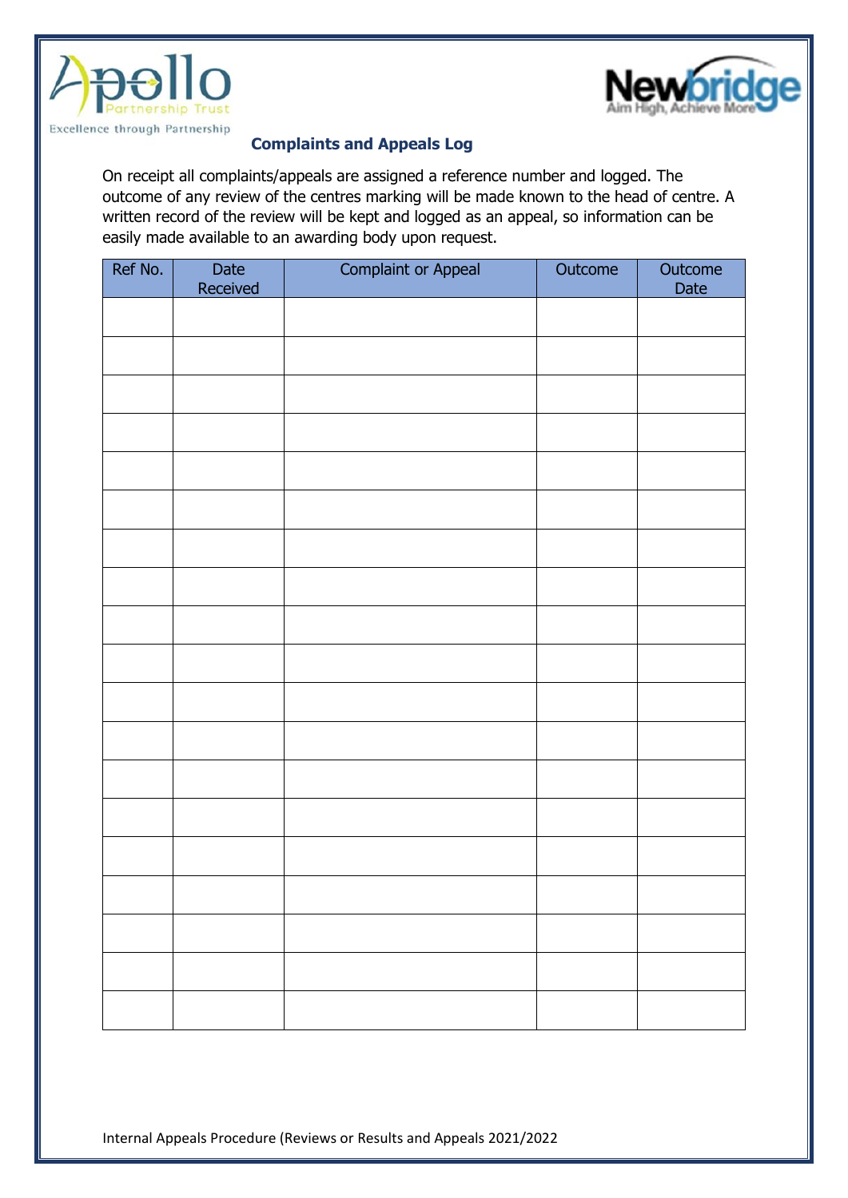## Complaints and Appeals Log

On receipt all complaints/appeals are assigned a reference number and logged. The outcome of any review of the centres marking will be made known to the head of centre. A written record of the review will be kept and logged as an appeal, so information can be easily made available to an awarding body upon request.

| Ref No. | Date Received | Complaint or Appeal | Outcome | Outcome Date |
|---|---|---|---|---|
| | | | | |
| | | | | |
| | | | | |
| | | | | |
| | | | | |
| | | | | |
| | | | | |
| | | | | |
| | | | | |
| | | | | |
| | | | | |
| | | | | |
| | | | | |
| | | | | |
| | | | | |
| | | | | |
| | | | | |
| | | | | |
| | | | | |